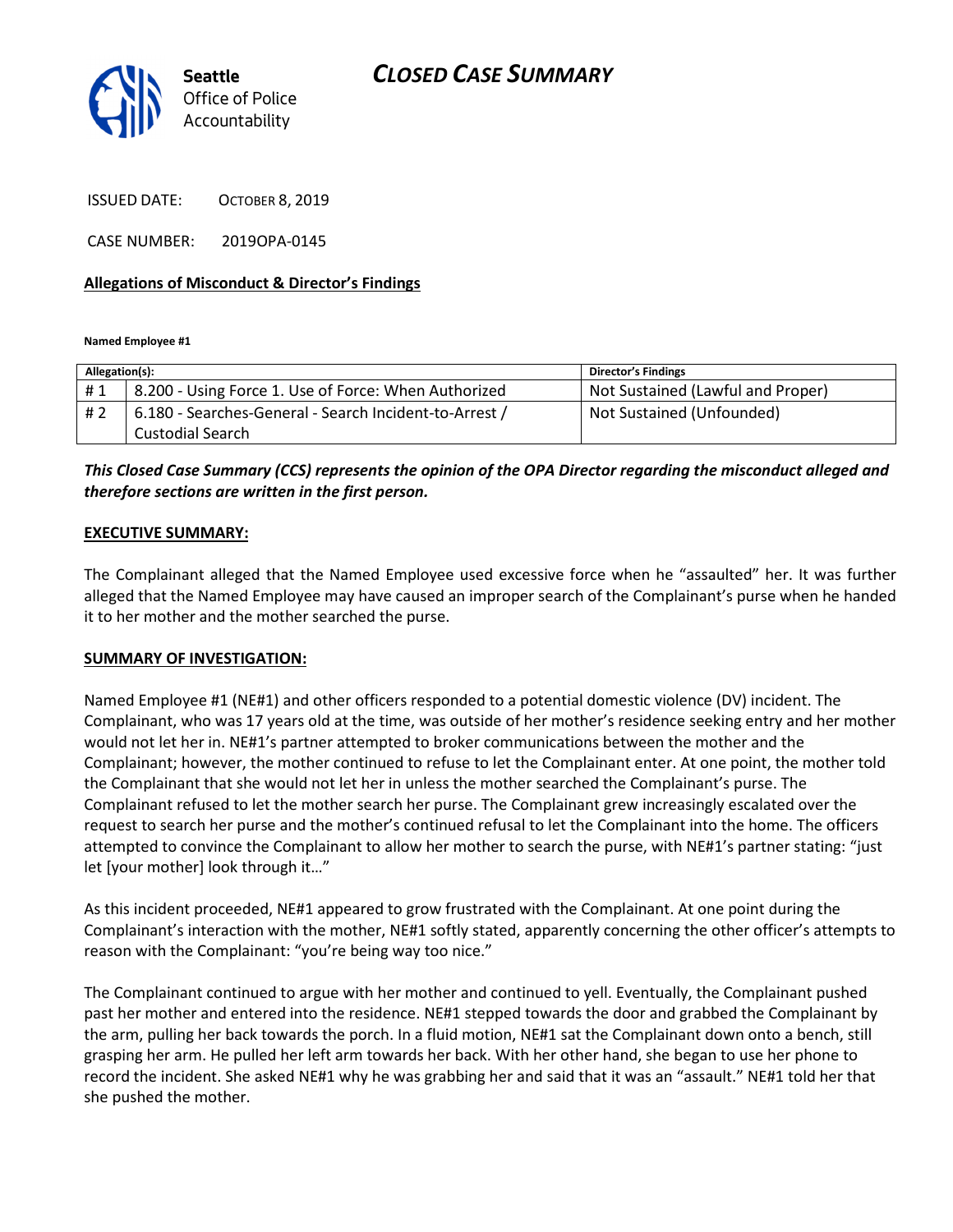# CLOSED CASE SUMMARY

Seattle
Office of Police
Accountability

ISSUED DATE: OCTOBER 8, 2019

CASE NUMBER: 2019OPA-0145

**Allegations of Misconduct & Director's Findings**

**Named Employee #1**

| Allegation(s): | | Director's Findings |
|---|---|---|
| # 1 | 8.200 - Using Force 1. Use of Force: When Authorized | Not Sustained (Lawful and Proper) |
| # 2 | 6.180 - Searches-General - Search Incident-to-Arrest / Custodial Search | Not Sustained (Unfounded) |

***This Closed Case Summary (CCS) represents the opinion of the OPA Director regarding the misconduct alleged and therefore sections are written in the first person.***

**EXECUTIVE SUMMARY:**

The Complainant alleged that the Named Employee used excessive force when he "assaulted" her. It was further alleged that the Named Employee may have caused an improper search of the Complainant's purse when he handed it to her mother and the mother searched the purse.

**SUMMARY OF INVESTIGATION:**

Named Employee #1 (NE#1) and other officers responded to a potential domestic violence (DV) incident. The Complainant, who was 17 years old at the time, was outside of her mother's residence seeking entry and her mother would not let her in. NE#1's partner attempted to broker communications between the mother and the Complainant; however, the mother continued to refuse to let the Complainant enter. At one point, the mother told the Complainant that she would not let her in unless the mother searched the Complainant's purse. The Complainant refused to let the mother search her purse. The Complainant grew increasingly escalated over the request to search her purse and the mother's continued refusal to let the Complainant into the home. The officers attempted to convince the Complainant to allow her mother to search the purse, with NE#1's partner stating: "just let [your mother] look through it…"

As this incident proceeded, NE#1 appeared to grow frustrated with the Complainant. At one point during the Complainant's interaction with the mother, NE#1 softly stated, apparently concerning the other officer's attempts to reason with the Complainant: "you're being way too nice."

The Complainant continued to argue with her mother and continued to yell. Eventually, the Complainant pushed past her mother and entered into the residence. NE#1 stepped towards the door and grabbed the Complainant by the arm, pulling her back towards the porch. In a fluid motion, NE#1 sat the Complainant down onto a bench, still grasping her arm. He pulled her left arm towards her back. With her other hand, she began to use her phone to record the incident. She asked NE#1 why he was grabbing her and said that it was an "assault." NE#1 told her that she pushed the mother.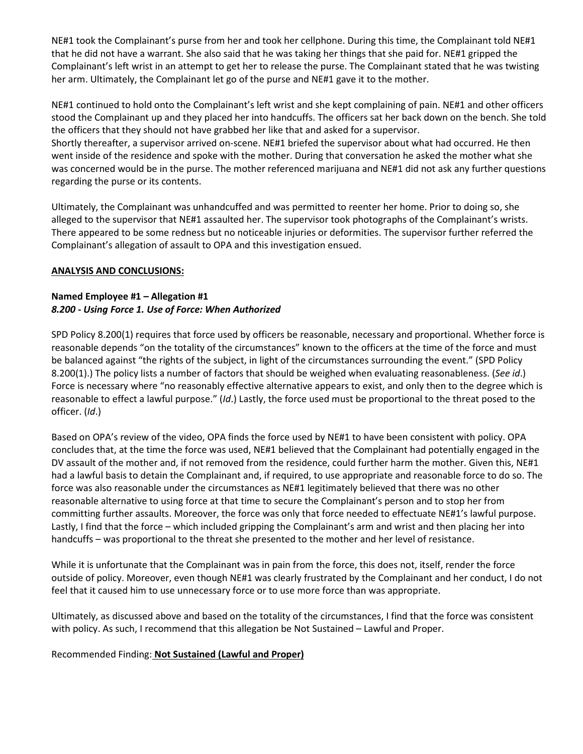NE#1 took the Complainant's purse from her and took her cellphone. During this time, the Complainant told NE#1 that he did not have a warrant. She also said that he was taking her things that she paid for. NE#1 gripped the Complainant's left wrist in an attempt to get her to release the purse. The Complainant stated that he was twisting her arm. Ultimately, the Complainant let go of the purse and NE#1 gave it to the mother.

NE#1 continued to hold onto the Complainant's left wrist and she kept complaining of pain. NE#1 and other officers stood the Complainant up and they placed her into handcuffs. The officers sat her back down on the bench. She told the officers that they should not have grabbed her like that and asked for a supervisor.
Shortly thereafter, a supervisor arrived on-scene. NE#1 briefed the supervisor about what had occurred. He then went inside of the residence and spoke with the mother. During that conversation he asked the mother what she was concerned would be in the purse. The mother referenced marijuana and NE#1 did not ask any further questions regarding the purse or its contents.

Ultimately, the Complainant was unhandcuffed and was permitted to reenter her home. Prior to doing so, she alleged to the supervisor that NE#1 assaulted her. The supervisor took photographs of the Complainant's wrists. There appeared to be some redness but no noticeable injuries or deformities. The supervisor further referred the Complainant's allegation of assault to OPA and this investigation ensued.

**ANALYSIS AND CONCLUSIONS:**

**Named Employee #1 – Allegation #1**
***8.200 - Using Force 1. Use of Force: When Authorized***

SPD Policy 8.200(1) requires that force used by officers be reasonable, necessary and proportional. Whether force is reasonable depends "on the totality of the circumstances" known to the officers at the time of the force and must be balanced against "the rights of the subject, in light of the circumstances surrounding the event." (SPD Policy 8.200(1).) The policy lists a number of factors that should be weighed when evaluating reasonableness. (*See id*.) Force is necessary where "no reasonably effective alternative appears to exist, and only then to the degree which is reasonable to effect a lawful purpose." (*Id*.) Lastly, the force used must be proportional to the threat posed to the officer. (*Id*.)

Based on OPA's review of the video, OPA finds the force used by NE#1 to have been consistent with policy. OPA concludes that, at the time the force was used, NE#1 believed that the Complainant had potentially engaged in the DV assault of the mother and, if not removed from the residence, could further harm the mother. Given this, NE#1 had a lawful basis to detain the Complainant and, if required, to use appropriate and reasonable force to do so. The force was also reasonable under the circumstances as NE#1 legitimately believed that there was no other reasonable alternative to using force at that time to secure the Complainant's person and to stop her from committing further assaults. Moreover, the force was only that force needed to effectuate NE#1's lawful purpose. Lastly, I find that the force – which included gripping the Complainant's arm and wrist and then placing her into handcuffs – was proportional to the threat she presented to the mother and her level of resistance.

While it is unfortunate that the Complainant was in pain from the force, this does not, itself, render the force outside of policy. Moreover, even though NE#1 was clearly frustrated by the Complainant and her conduct, I do not feel that it caused him to use unnecessary force or to use more force than was appropriate.

Ultimately, as discussed above and based on the totality of the circumstances, I find that the force was consistent with policy. As such, I recommend that this allegation be Not Sustained – Lawful and Proper.

Recommended Finding: **Not Sustained (Lawful and Proper)**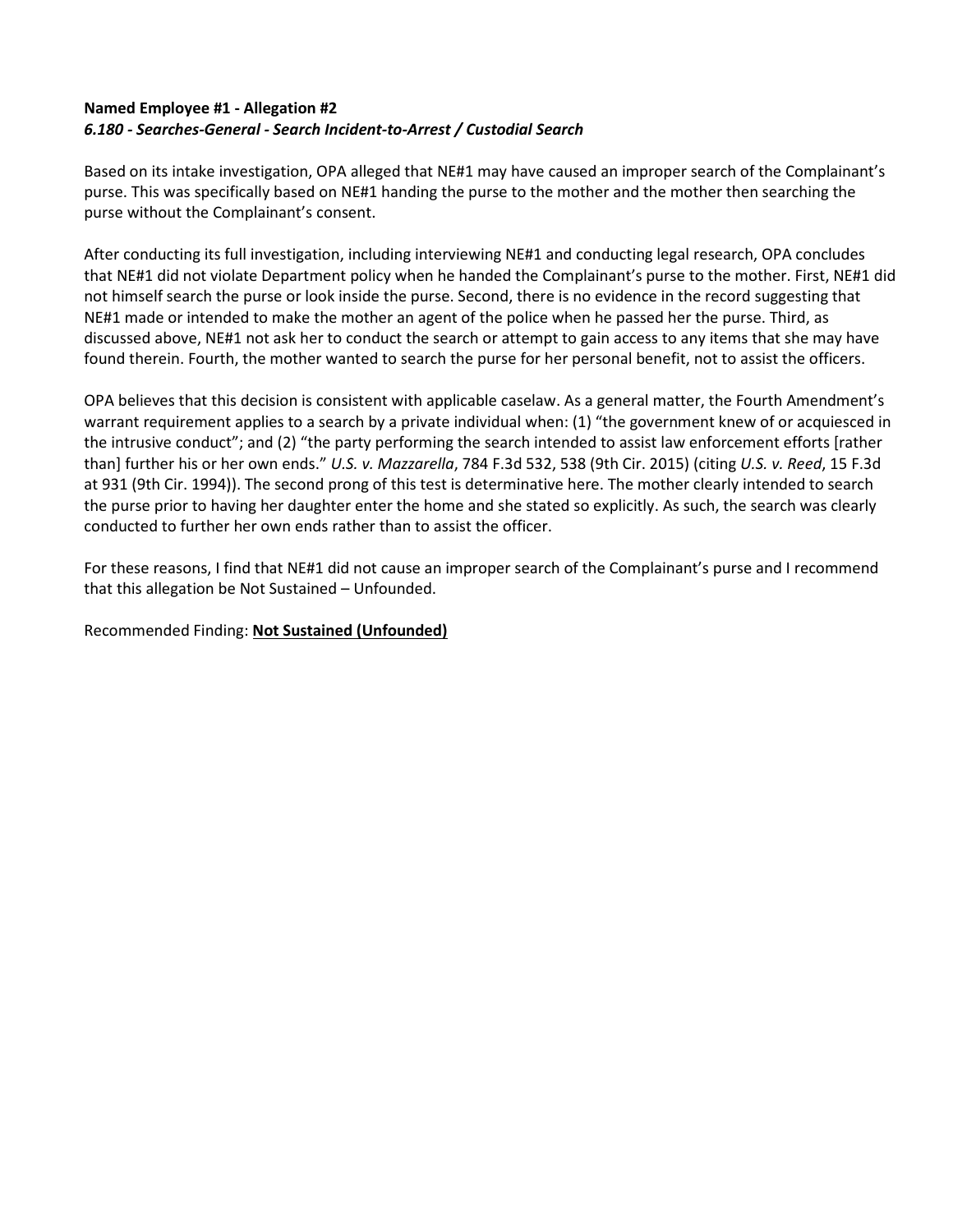**Named Employee #1 - Allegation #2**
***6.180 - Searches-General - Search Incident-to-Arrest / Custodial Search***

Based on its intake investigation, OPA alleged that NE#1 may have caused an improper search of the Complainant's purse. This was specifically based on NE#1 handing the purse to the mother and the mother then searching the purse without the Complainant's consent.

After conducting its full investigation, including interviewing NE#1 and conducting legal research, OPA concludes that NE#1 did not violate Department policy when he handed the Complainant's purse to the mother. First, NE#1 did not himself search the purse or look inside the purse. Second, there is no evidence in the record suggesting that NE#1 made or intended to make the mother an agent of the police when he passed her the purse. Third, as discussed above, NE#1 not ask her to conduct the search or attempt to gain access to any items that she may have found therein. Fourth, the mother wanted to search the purse for her personal benefit, not to assist the officers.

OPA believes that this decision is consistent with applicable caselaw. As a general matter, the Fourth Amendment's warrant requirement applies to a search by a private individual when: (1) "the government knew of or acquiesced in the intrusive conduct"; and (2) "the party performing the search intended to assist law enforcement efforts [rather than] further his or her own ends." *U.S. v. Mazzarella*, 784 F.3d 532, 538 (9th Cir. 2015) (citing *U.S. v. Reed*, 15 F.3d at 931 (9th Cir. 1994)). The second prong of this test is determinative here. The mother clearly intended to search the purse prior to having her daughter enter the home and she stated so explicitly. As such, the search was clearly conducted to further her own ends rather than to assist the officer.

For these reasons, I find that NE#1 did not cause an improper search of the Complainant's purse and I recommend that this allegation be Not Sustained – Unfounded.

Recommended Finding: **Not Sustained (Unfounded)**